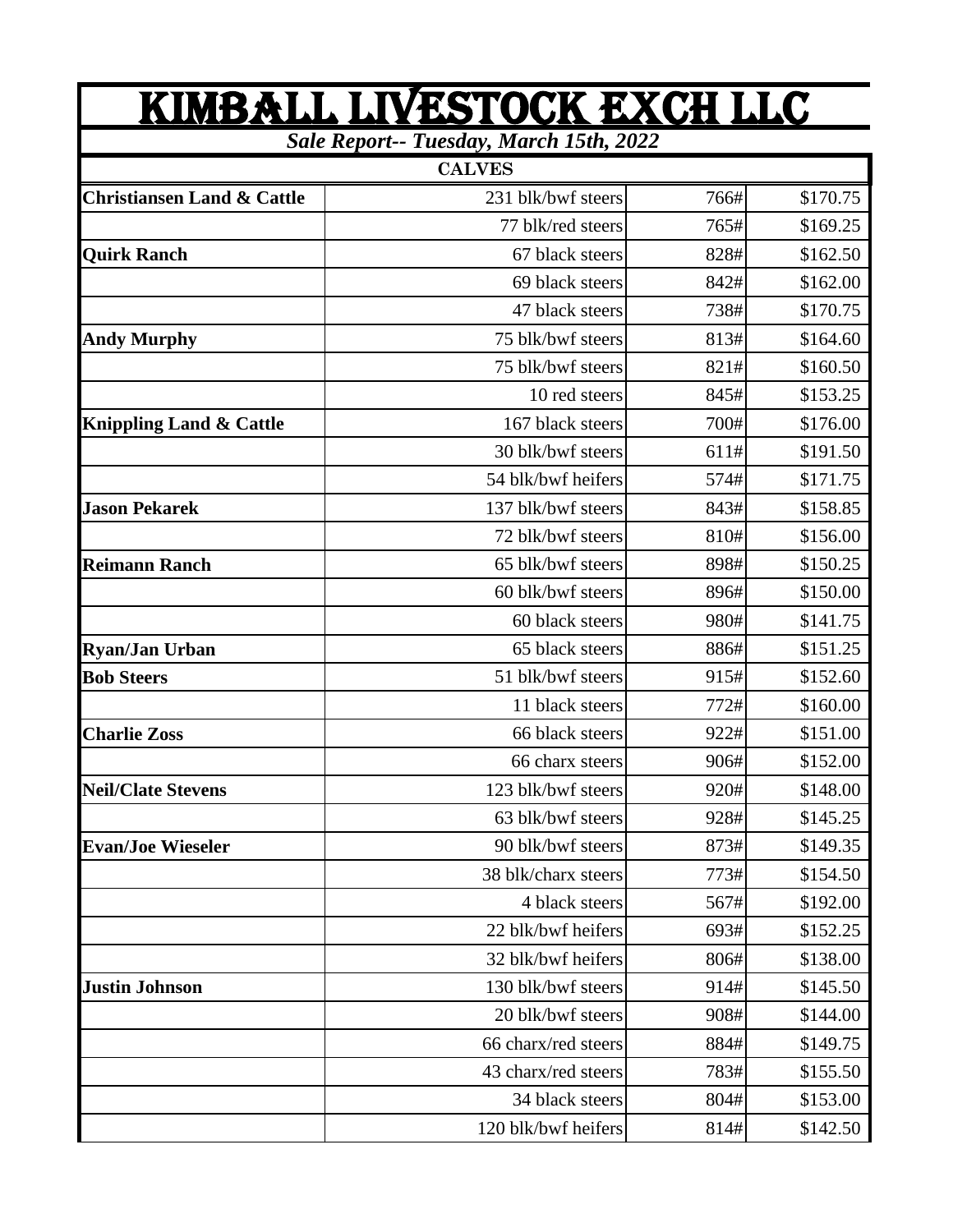# KIMBALL LIVESTOCK EXCH LLC

***Sale Report-- Tuesday, March 15th, 2022***

| CALVES | | | |
|---|---|---|---|
| **Christiansen Land & Cattle** | 231 blk/bwf steers | 766# | $170.75 |
| | 77 blk/red steers | 765# | $169.25 |
| **Quirk Ranch** | 67 black steers | 828# | $162.50 |
| | 69 black steers | 842# | $162.00 |
| | 47 black steers | 738# | $170.75 |
| **Andy Murphy** | 75 blk/bwf steers | 813# | $164.60 |
| | 75 blk/bwf steers | 821# | $160.50 |
| | 10 red steers | 845# | $153.25 |
| **Knippling Land & Cattle** | 167 black steers | 700# | $176.00 |
| | 30 blk/bwf steers | 611# | $191.50 |
| | 54 blk/bwf heifers | 574# | $171.75 |
| **Jason Pekarek** | 137 blk/bwf steers | 843# | $158.85 |
| | 72 blk/bwf steers | 810# | $156.00 |
| **Reimann Ranch** | 65 blk/bwf steers | 898# | $150.25 |
| | 60 blk/bwf steers | 896# | $150.00 |
| | 60 black steers | 980# | $141.75 |
| **Ryan/Jan Urban** | 65 black steers | 886# | $151.25 |
| **Bob Steers** | 51 blk/bwf steers | 915# | $152.60 |
| | 11 black steers | 772# | $160.00 |
| **Charlie Zoss** | 66 black steers | 922# | $151.00 |
| | 66 charx steers | 906# | $152.00 |
| **Neil/Clate Stevens** | 123 blk/bwf steers | 920# | $148.00 |
| | 63 blk/bwf steers | 928# | $145.25 |
| **Evan/Joe Wieseler** | 90 blk/bwf steers | 873# | $149.35 |
| | 38 blk/charx steers | 773# | $154.50 |
| | 4 black steers | 567# | $192.00 |
| | 22 blk/bwf heifers | 693# | $152.25 |
| | 32 blk/bwf heifers | 806# | $138.00 |
| **Justin Johnson** | 130 blk/bwf steers | 914# | $145.50 |
| | 20 blk/bwf steers | 908# | $144.00 |
| | 66 charx/red steers | 884# | $149.75 |
| | 43 charx/red steers | 783# | $155.50 |
| | 34 black steers | 804# | $153.00 |
| | 120 blk/bwf heifers | 814# | $142.50 |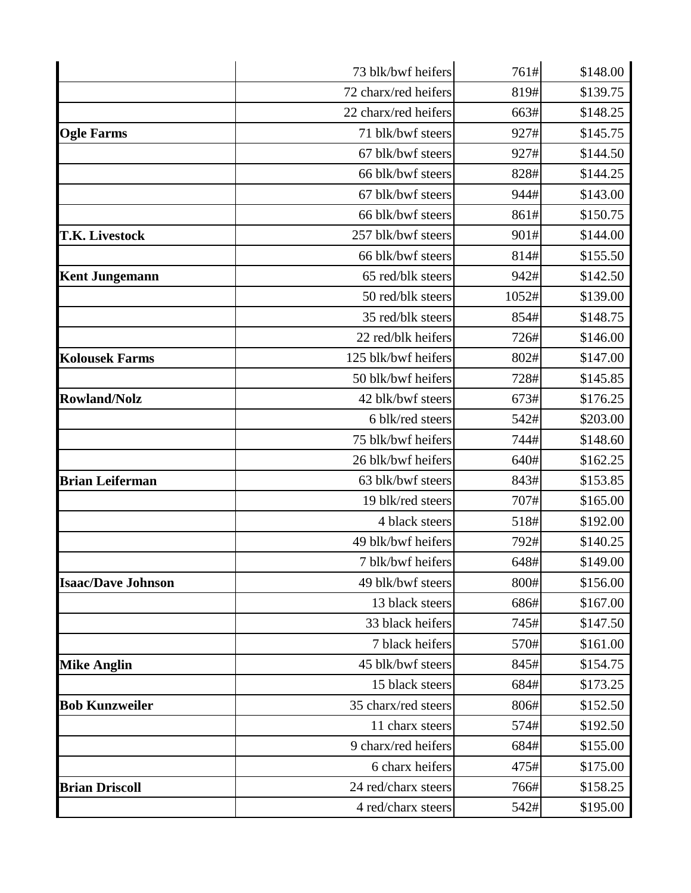| | | | |
|---|---|---|---|
| | 73 blk/bwf heifers | 761# | $148.00 |
| | 72 charx/red heifers | 819# | $139.75 |
| | 22 charx/red heifers | 663# | $148.25 |
| **Ogle Farms** | 71 blk/bwf steers | 927# | $145.75 |
| | 67 blk/bwf steers | 927# | $144.50 |
| | 66 blk/bwf steers | 828# | $144.25 |
| | 67 blk/bwf steers | 944# | $143.00 |
| | 66 blk/bwf steers | 861# | $150.75 |
| **T.K. Livestock** | 257 blk/bwf steers | 901# | $144.00 |
| | 66 blk/bwf steers | 814# | $155.50 |
| **Kent Jungemann** | 65 red/blk steers | 942# | $142.50 |
| | 50 red/blk steers | 1052# | $139.00 |
| | 35 red/blk steers | 854# | $148.75 |
| | 22 red/blk heifers | 726# | $146.00 |
| **Kolousek Farms** | 125 blk/bwf heifers | 802# | $147.00 |
| | 50 blk/bwf heifers | 728# | $145.85 |
| **Rowland/Nolz** | 42 blk/bwf steers | 673# | $176.25 |
| | 6 blk/red steers | 542# | $203.00 |
| | 75 blk/bwf heifers | 744# | $148.60 |
| | 26 blk/bwf heifers | 640# | $162.25 |
| **Brian Leiferman** | 63 blk/bwf steers | 843# | $153.85 |
| | 19 blk/red steers | 707# | $165.00 |
| | 4 black steers | 518# | $192.00 |
| | 49 blk/bwf heifers | 792# | $140.25 |
| | 7 blk/bwf heifers | 648# | $149.00 |
| **Isaac/Dave Johnson** | 49 blk/bwf steers | 800# | $156.00 |
| | 13 black steers | 686# | $167.00 |
| | 33 black heifers | 745# | $147.50 |
| | 7 black heifers | 570# | $161.00 |
| **Mike Anglin** | 45 blk/bwf steers | 845# | $154.75 |
| | 15 black steers | 684# | $173.25 |
| **Bob Kunzweiler** | 35 charx/red steers | 806# | $152.50 |
| | 11 charx steers | 574# | $192.50 |
| | 9 charx/red heifers | 684# | $155.00 |
| | 6 charx heifers | 475# | $175.00 |
| **Brian Driscoll** | 24 red/charx steers | 766# | $158.25 |
| | 4 red/charx steers | 542# | $195.00 |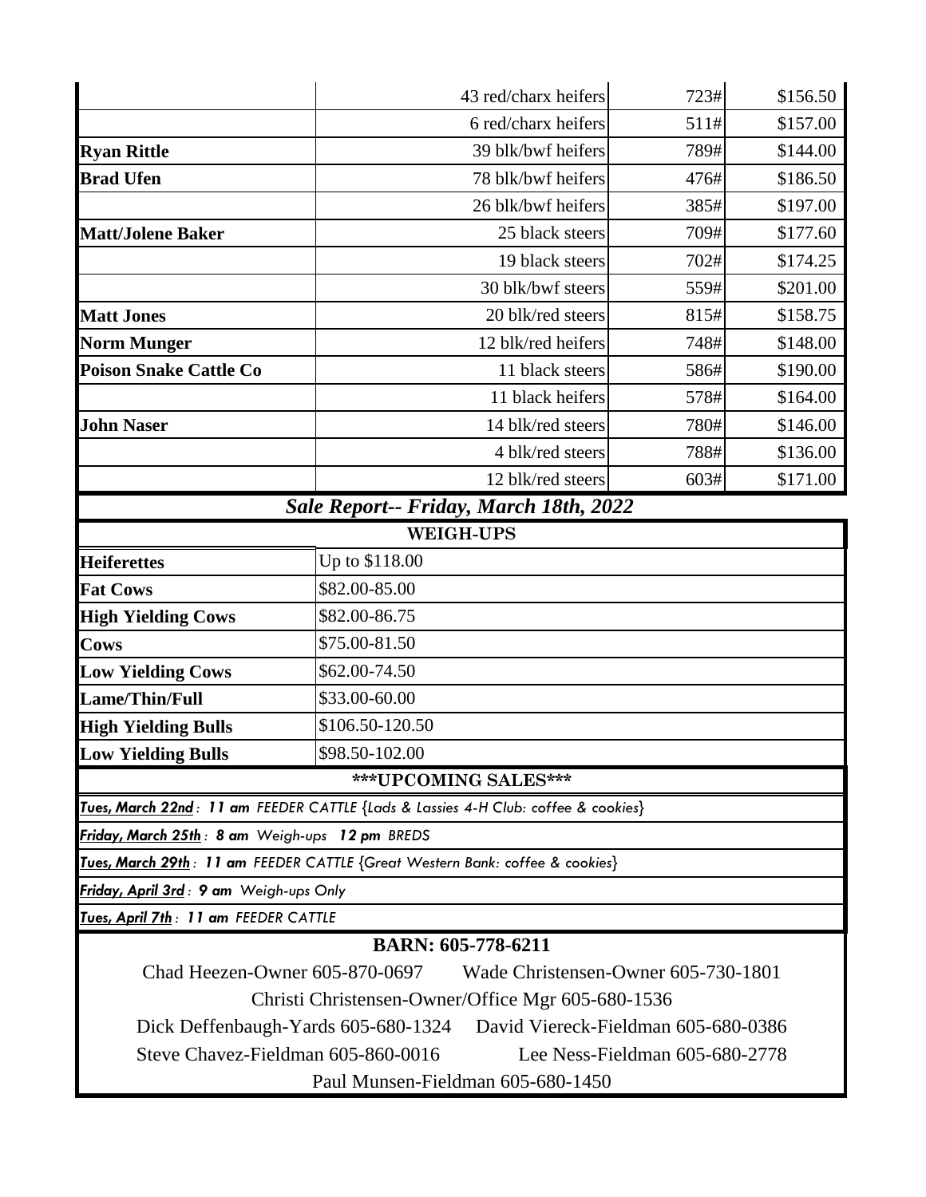| | | | |
|---|---|---|---|
| | 43 red/charx heifers | 723# | $156.50 |
| | 6 red/charx heifers | 511# | $157.00 |
| **Ryan Rittle** | 39 blk/bwf heifers | 789# | $144.00 |
| **Brad Ufen** | 78 blk/bwf heifers | 476# | $186.50 |
| | 26 blk/bwf heifers | 385# | $197.00 |
| **Matt/Jolene Baker** | 25 black steers | 709# | $177.60 |
| | 19 black steers | 702# | $174.25 |
| | 30 blk/bwf steers | 559# | $201.00 |
| **Matt Jones** | 20 blk/red steers | 815# | $158.75 |
| **Norm Munger** | 12 blk/red heifers | 748# | $148.00 |
| **Poison Snake Cattle Co** | 11 black steers | 586# | $190.00 |
| | 11 black heifers | 578# | $164.00 |
| **John Naser** | 14 blk/red steers | 780# | $146.00 |
| | 4 blk/red steers | 788# | $136.00 |
| | 12 blk/red steers | 603# | $171.00 |

## *Sale Report-- Friday, March 18th, 2022*

**WEIGH-UPS**

| | |
|---|---|
| **Heiferettes** | Up to $118.00 |
| **Fat Cows** | $82.00-85.00 |
| **High Yielding Cows** | $82.00-86.75 |
| **Cows** | $75.00-81.50 |
| **Low Yielding Cows** | $62.00-74.50 |
| **Lame/Thin/Full** | $33.00-60.00 |
| **High Yielding Bulls** | $106.50-120.50 |
| **Low Yielding Bulls** | $98.50-102.00 |

**\*\*\*UPCOMING SALES\*\*\***

*Tues, March 22nd* : **11 am** *FEEDER CATTLE {Lads & Lassies 4-H Club: coffee & cookies}*

*Friday, March 25th* : **8 am** *Weigh-ups* **12 pm** *BREDS*

*Tues, March 29th* : **11 am** *FEEDER CATTLE {Great Western Bank: coffee & cookies}*

*Friday, April 3rd* : **9 am** *Weigh-ups Only*

*Tues, April 7th* : **11 am** *FEEDER CATTLE*

**BARN: 605-778-6211**

Chad Heezen-Owner 605-870-0697 Wade Christensen-Owner 605-730-1801

Christi Christensen-Owner/Office Mgr 605-680-1536

Dick Deffenbaugh-Yards 605-680-1324 David Viereck-Fieldman 605-680-0386

Steve Chavez-Fieldman 605-860-0016 Lee Ness-Fieldman 605-680-2778

Paul Munsen-Fieldman 605-680-1450